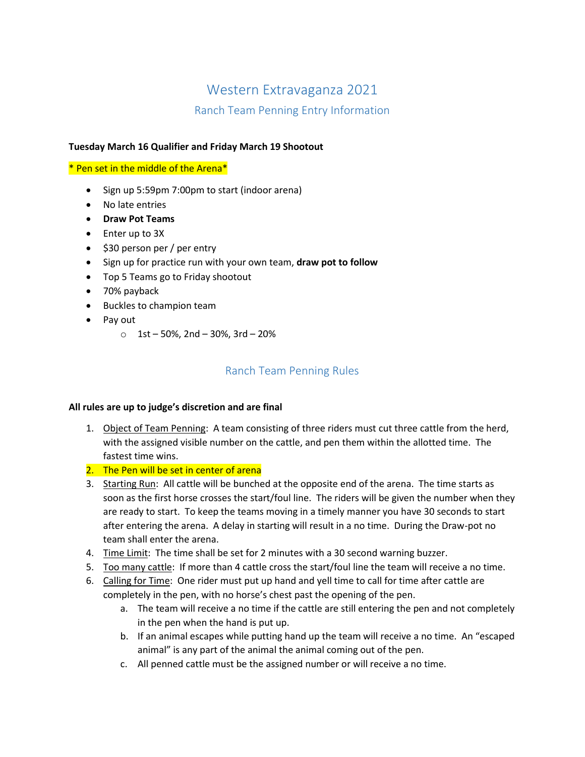# Western Extravaganza 2021

## Ranch Team Penning Entry Information

**Tuesday March 16 Qualifier and Friday March 19 Shootout**

\* Pen set in the middle of the Arena\*

- Sign up 5:59pm 7:00pm to start (indoor arena)
- No late entries
- **Draw Pot Teams**
- Enter up to 3X
- $30 person per / per entry
- Sign up for practice run with your own team, **draw pot to follow**
- Top 5 Teams go to Friday shootout
- 70% payback
- Buckles to champion team
- Pay out
  - 1st – 50%, 2nd – 30%, 3rd – 20%

## Ranch Team Penning Rules

**All rules are up to judge's discretion and are final**

1. Object of Team Penning: A team consisting of three riders must cut three cattle from the herd, with the assigned visible number on the cattle, and pen them within the allotted time. The fastest time wins.
2. The Pen will be set in center of arena
3. Starting Run: All cattle will be bunched at the opposite end of the arena. The time starts as soon as the first horse crosses the start/foul line. The riders will be given the number when they are ready to start. To keep the teams moving in a timely manner you have 30 seconds to start after entering the arena. A delay in starting will result in a no time. During the Draw-pot no team shall enter the arena.
4. Time Limit: The time shall be set for 2 minutes with a 30 second warning buzzer.
5. Too many cattle: If more than 4 cattle cross the start/foul line the team will receive a no time.
6. Calling for Time: One rider must put up hand and yell time to call for time after cattle are completely in the pen, with no horse's chest past the opening of the pen.
   a. The team will receive a no time if the cattle are still entering the pen and not completely in the pen when the hand is put up.
   b. If an animal escapes while putting hand up the team will receive a no time. An "escaped animal" is any part of the animal the animal coming out of the pen.
   c. All penned cattle must be the assigned number or will receive a no time.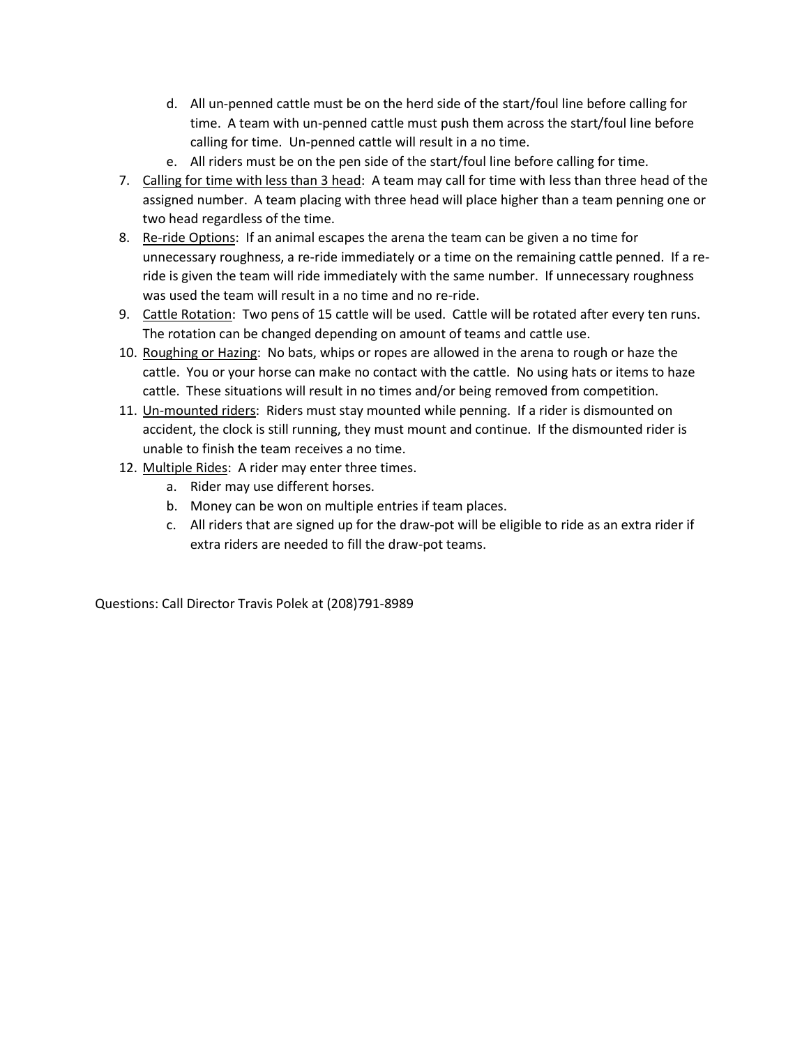d. All un-penned cattle must be on the herd side of the start/foul line before calling for time. A team with un-penned cattle must push them across the start/foul line before calling for time. Un-penned cattle will result in a no time.
   e. All riders must be on the pen side of the start/foul line before calling for time.

7. <u>Calling for time with less than 3 head</u>: A team may call for time with less than three head of the assigned number. A team placing with three head will place higher than a team penning one or two head regardless of the time.
8. <u>Re-ride Options</u>: If an animal escapes the arena the team can be given a no time for unnecessary roughness, a re-ride immediately or a time on the remaining cattle penned. If a re-ride is given the team will ride immediately with the same number. If unnecessary roughness was used the team will result in a no time and no re-ride.
9. <u>Cattle Rotation</u>: Two pens of 15 cattle will be used. Cattle will be rotated after every ten runs. The rotation can be changed depending on amount of teams and cattle use.
10. <u>Roughing or Hazing</u>: No bats, whips or ropes are allowed in the arena to rough or haze the cattle. You or your horse can make no contact with the cattle. No using hats or items to haze cattle. These situations will result in no times and/or being removed from competition.
11. <u>Un-mounted riders</u>: Riders must stay mounted while penning. If a rider is dismounted on accident, the clock is still running, they must mount and continue. If the dismounted rider is unable to finish the team receives a no time.
12. <u>Multiple Rides</u>: A rider may enter three times.
    a. Rider may use different horses.
    b. Money can be won on multiple entries if team places.
    c. All riders that are signed up for the draw-pot will be eligible to ride as an extra rider if extra riders are needed to fill the draw-pot teams.

Questions: Call Director Travis Polek at (208)791-8989